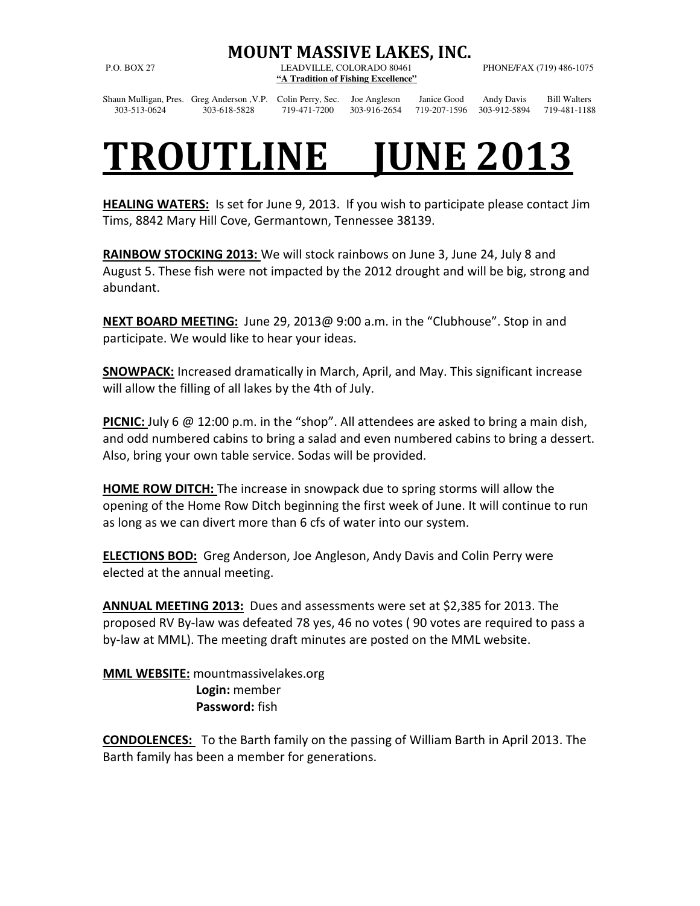# MOUNT MASSIVE LAKES, INC.

P.O. BOX 27 LEADVILLE, COLORADO 80461 PHONE/FAX (719) 486-1075

**"A Tradition of Fishing Excellence"**

| Shaun Mulligan, Pres. | Greg Anderson ,V.P. | Colin Perry, Sec. | Joe Angleson | Janice Good | Andy Davis | Bill Walters |
|---|---|---|---|---|---|---|
| 303-513-0624 | 303-618-5828 | 719-471-7200 | 303-916-2654 | 719-207-1596 | 303-912-5894 | 719-481-1188 |

# TROUTLINE JUNE 2013

**HEALING WATERS:** Is set for June 9, 2013. If you wish to participate please contact Jim Tims, 8842 Mary Hill Cove, Germantown, Tennessee 38139.

**RAINBOW STOCKING 2013:** We will stock rainbows on June 3, June 24, July 8 and August 5. These fish were not impacted by the 2012 drought and will be big, strong and abundant.

**NEXT BOARD MEETING:** June 29, 2013@ 9:00 a.m. in the "Clubhouse". Stop in and participate. We would like to hear your ideas.

**SNOWPACK:** Increased dramatically in March, April, and May. This significant increase will allow the filling of all lakes by the 4th of July.

**PICNIC:** July 6 @ 12:00 p.m. in the "shop". All attendees are asked to bring a main dish, and odd numbered cabins to bring a salad and even numbered cabins to bring a dessert. Also, bring your own table service. Sodas will be provided.

**HOME ROW DITCH:** The increase in snowpack due to spring storms will allow the opening of the Home Row Ditch beginning the first week of June. It will continue to run as long as we can divert more than 6 cfs of water into our system.

**ELECTIONS BOD:** Greg Anderson, Joe Angleson, Andy Davis and Colin Perry were elected at the annual meeting.

**ANNUAL MEETING 2013:** Dues and assessments were set at $2,385 for 2013. The proposed RV By-law was defeated 78 yes, 46 no votes ( 90 votes are required to pass a by-law at MML). The meeting draft minutes are posted on the MML website.

**MML WEBSITE:** mountmassivelakes.org
**Login:** member
**Password:** fish

**CONDOLENCES:** To the Barth family on the passing of William Barth in April 2013. The Barth family has been a member for generations.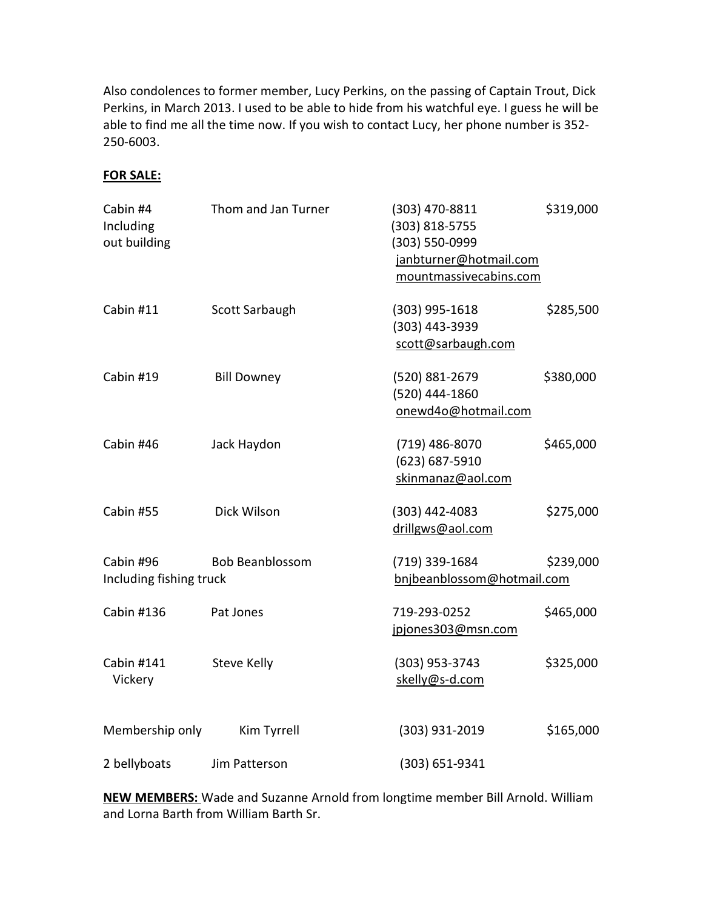Also condolences to former member, Lucy Perkins, on the passing of Captain Trout, Dick Perkins, in March 2013. I used to be able to hide from his watchful eye. I guess he will be able to find me all the time now. If you wish to contact Lucy, her phone number is 352-250-6003.

**FOR SALE:**

| | | | |
|---|---|---|---|
| Cabin #4 Including out building | Thom and Jan Turner | (303) 470-8811<br>(303) 818-5755<br>(303) 550-0999<br>janbturner@hotmail.com<br>mountmassivecabins.com | $319,000 |
| Cabin #11 | Scott Sarbaugh | (303) 995-1618<br>(303) 443-3939<br>scott@sarbaugh.com | $285,500 |
| Cabin #19 | Bill Downey | (520) 881-2679<br>(520) 444-1860<br>onewd4o@hotmail.com | $380,000 |
| Cabin #46 | Jack Haydon | (719) 486-8070<br>(623) 687-5910<br>skinmanaz@aol.com | $465,000 |
| Cabin #55 | Dick Wilson | (303) 442-4083<br>drillgws@aol.com | $275,000 |
| Cabin #96 Including fishing truck | Bob Beanblossom | (719) 339-1684<br>bnjbeanblossom@hotmail.com | $239,000 |
| Cabin #136 | Pat Jones | 719-293-0252<br>jpjones303@msn.com | $465,000 |
| Cabin #141 Vickery | Steve Kelly | (303) 953-3743<br>skelly@s-d.com | $325,000 |
| Membership only | Kim Tyrrell | (303) 931-2019 | $165,000 |
| 2 bellyboats | Jim Patterson | (303) 651-9341 | |

**NEW MEMBERS:** Wade and Suzanne Arnold from longtime member Bill Arnold. William and Lorna Barth from William Barth Sr.